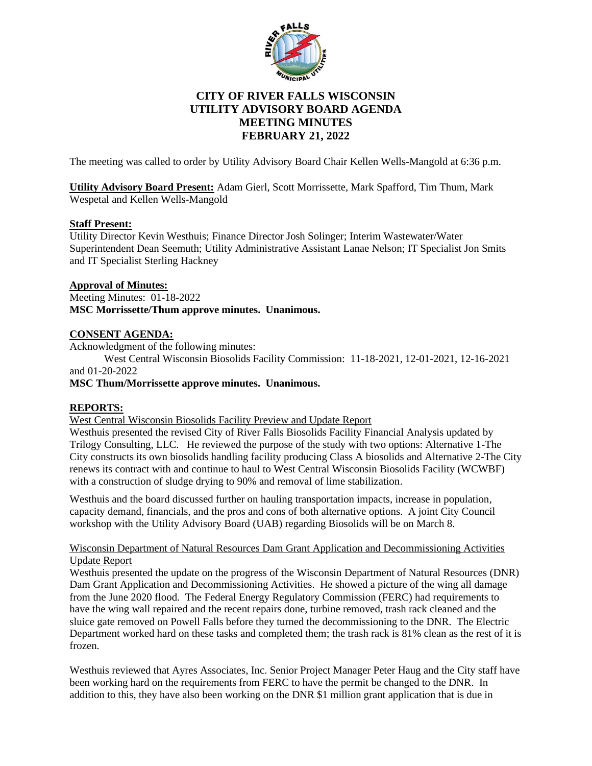# CITY OF RIVER FALLS WISCONSIN
# UTILITY ADVISORY BOARD AGENDA
# MEETING MINUTES
# FEBRUARY 21, 2022

The meeting was called to order by Utility Advisory Board Chair Kellen Wells-Mangold at 6:36 p.m.

**Utility Advisory Board Present:** Adam Gierl, Scott Morrissette, Mark Spafford, Tim Thum, Mark Wespetal and Kellen Wells-Mangold

**Staff Present:**
Utility Director Kevin Westhuis; Finance Director Josh Solinger; Interim Wastewater/Water Superintendent Dean Seemuth; Utility Administrative Assistant Lanae Nelson; IT Specialist Jon Smits and IT Specialist Sterling Hackney

**Approval of Minutes:**
Meeting Minutes: 01-18-2022
**MSC Morrissette/Thum approve minutes. Unanimous.**

**CONSENT AGENDA:**
Acknowledgment of the following minutes:
West Central Wisconsin Biosolids Facility Commission: 11-18-2021, 12-01-2021, 12-16-2021 and 01-20-2022
**MSC Thum/Morrissette approve minutes. Unanimous.**

**REPORTS:**

West Central Wisconsin Biosolids Facility Preview and Update Report
Westhuis presented the revised City of River Falls Biosolids Facility Financial Analysis updated by Trilogy Consulting, LLC. He reviewed the purpose of the study with two options: Alternative 1-The City constructs its own biosolids handling facility producing Class A biosolids and Alternative 2-The City renews its contract with and continue to haul to West Central Wisconsin Biosolids Facility (WCWBF) with a construction of sludge drying to 90% and removal of lime stabilization.

Westhuis and the board discussed further on hauling transportation impacts, increase in population, capacity demand, financials, and the pros and cons of both alternative options. A joint City Council workshop with the Utility Advisory Board (UAB) regarding Biosolids will be on March 8.

Wisconsin Department of Natural Resources Dam Grant Application and Decommissioning Activities Update Report
Westhuis presented the update on the progress of the Wisconsin Department of Natural Resources (DNR) Dam Grant Application and Decommissioning Activities. He showed a picture of the wing all damage from the June 2020 flood. The Federal Energy Regulatory Commission (FERC) had requirements to have the wing wall repaired and the recent repairs done, turbine removed, trash rack cleaned and the sluice gate removed on Powell Falls before they turned the decommissioning to the DNR. The Electric Department worked hard on these tasks and completed them; the trash rack is 81% clean as the rest of it is frozen.

Westhuis reviewed that Ayres Associates, Inc. Senior Project Manager Peter Haug and the City staff have been working hard on the requirements from FERC to have the permit be changed to the DNR. In addition to this, they have also been working on the DNR $1 million grant application that is due in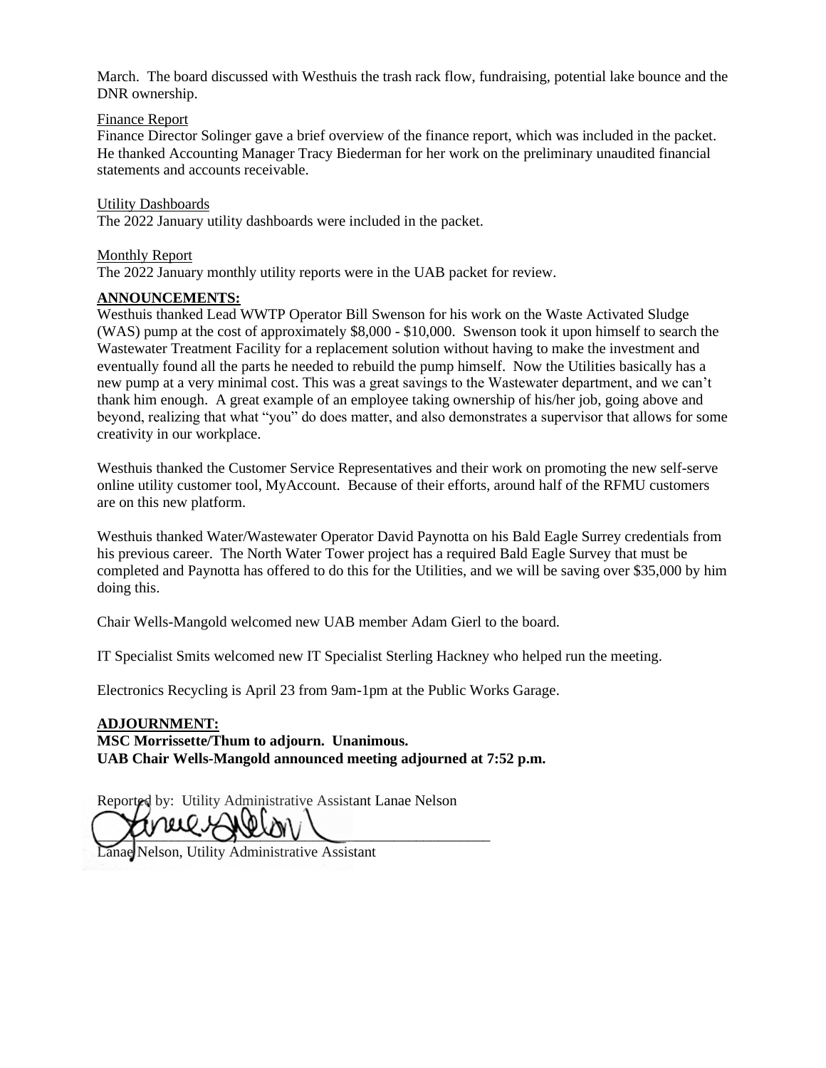March. The board discussed with Westhuis the trash rack flow, fundraising, potential lake bounce and the DNR ownership.

Finance Report

Finance Director Solinger gave a brief overview of the finance report, which was included in the packet. He thanked Accounting Manager Tracy Biederman for her work on the preliminary unaudited financial statements and accounts receivable.

Utility Dashboards

The 2022 January utility dashboards were included in the packet.

Monthly Report

The 2022 January monthly utility reports were in the UAB packet for review.

**ANNOUNCEMENTS:**

Westhuis thanked Lead WWTP Operator Bill Swenson for his work on the Waste Activated Sludge (WAS) pump at the cost of approximately $8,000 - $10,000. Swenson took it upon himself to search the Wastewater Treatment Facility for a replacement solution without having to make the investment and eventually found all the parts he needed to rebuild the pump himself. Now the Utilities basically has a new pump at a very minimal cost. This was a great savings to the Wastewater department, and we can't thank him enough. A great example of an employee taking ownership of his/her job, going above and beyond, realizing that what "you" do does matter, and also demonstrates a supervisor that allows for some creativity in our workplace.

Westhuis thanked the Customer Service Representatives and their work on promoting the new self-serve online utility customer tool, MyAccount. Because of their efforts, around half of the RFMU customers are on this new platform.

Westhuis thanked Water/Wastewater Operator David Paynotta on his Bald Eagle Surrey credentials from his previous career. The North Water Tower project has a required Bald Eagle Survey that must be completed and Paynotta has offered to do this for the Utilities, and we will be saving over $35,000 by him doing this.

Chair Wells-Mangold welcomed new UAB member Adam Gierl to the board.

IT Specialist Smits welcomed new IT Specialist Sterling Hackney who helped run the meeting.

Electronics Recycling is April 23 from 9am-1pm at the Public Works Garage.

**ADJOURNMENT:**

**MSC Morrissette/Thum to adjourn. Unanimous.**
**UAB Chair Wells-Mangold announced meeting adjourned at 7:52 p.m.**

Reported by: Utility Administrative Assistant Lanae Nelson

Lanae Nelson, Utility Administrative Assistant